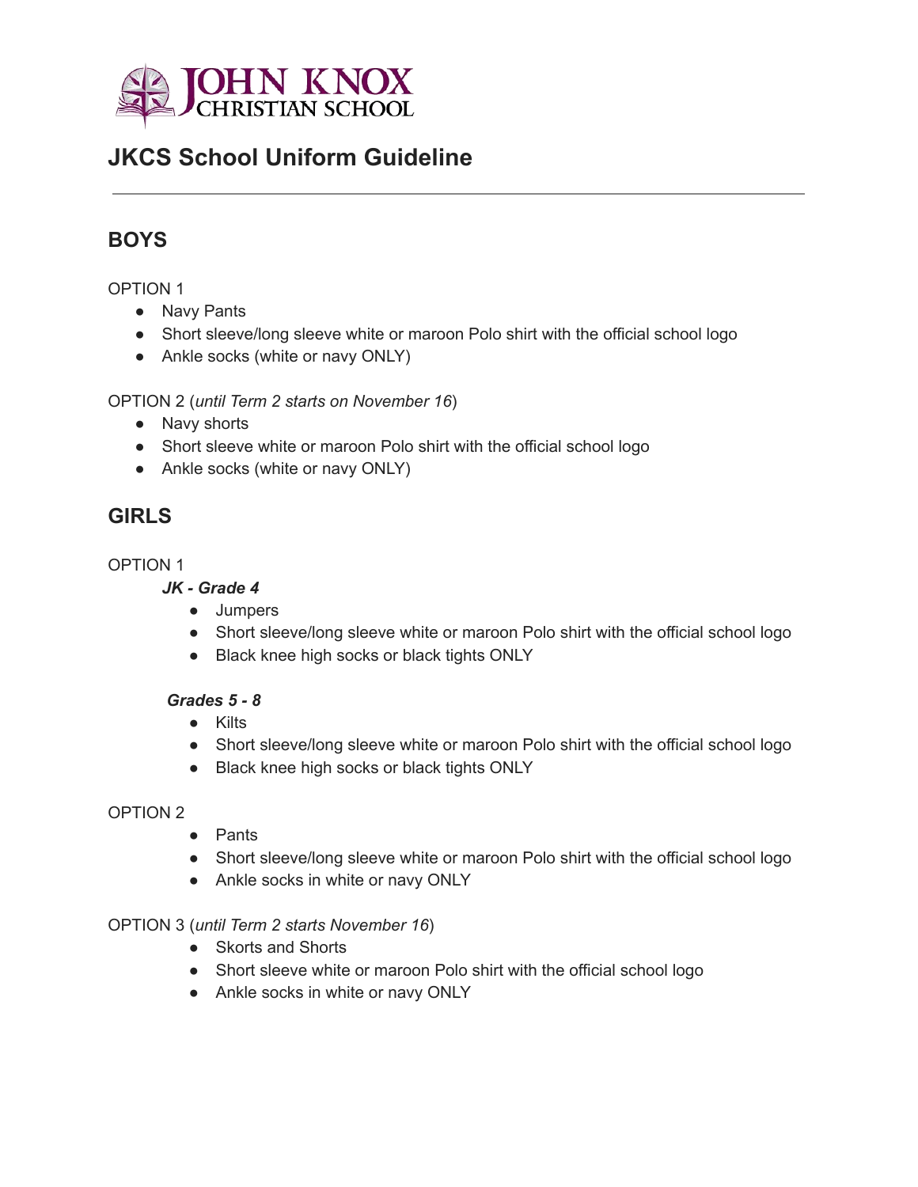JOHN KNOX CHRISTIAN SCHOOL

# JKCS School Uniform Guideline

---

## BOYS

OPTION 1

- Navy Pants
- Short sleeve/long sleeve white or maroon Polo shirt with the official school logo
- Ankle socks (white or navy ONLY)

OPTION 2 (*until Term 2 starts on November 16*)

- Navy shorts
- Short sleeve white or maroon Polo shirt with the official school logo
- Ankle socks (white or navy ONLY)

## GIRLS

OPTION 1

***JK - Grade 4***

- Jumpers
- Short sleeve/long sleeve white or maroon Polo shirt with the official school logo
- Black knee high socks or black tights ONLY

***Grades 5 - 8***

- Kilts
- Short sleeve/long sleeve white or maroon Polo shirt with the official school logo
- Black knee high socks or black tights ONLY

OPTION 2

- Pants
- Short sleeve/long sleeve white or maroon Polo shirt with the official school logo
- Ankle socks in white or navy ONLY

OPTION 3 (*until Term 2 starts November 16*)

- Skorts and Shorts
- Short sleeve white or maroon Polo shirt with the official school logo
- Ankle socks in white or navy ONLY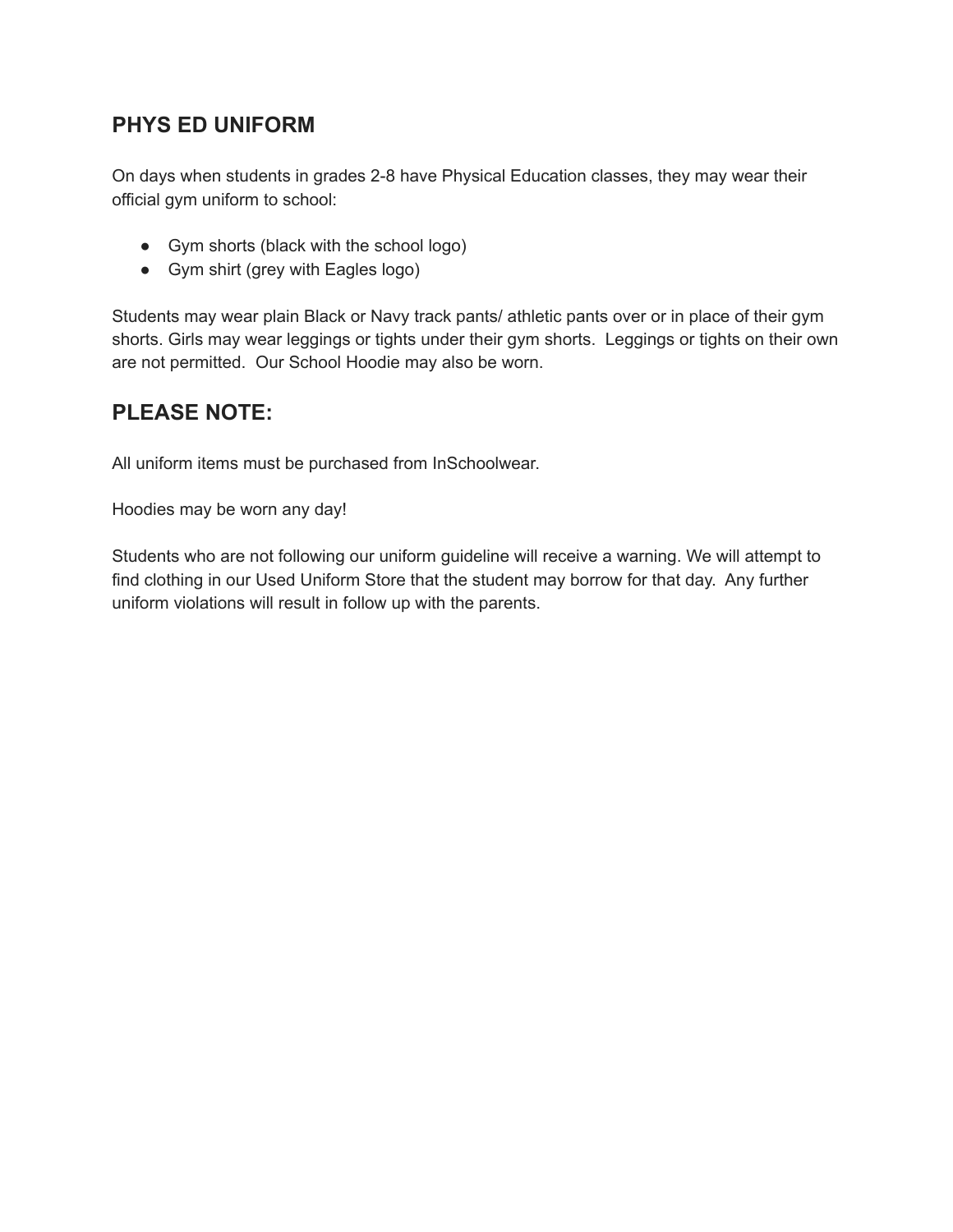## PHYS ED UNIFORM

On days when students in grades 2-8 have Physical Education classes, they may wear their official gym uniform to school:

- Gym shorts (black with the school logo)
- Gym shirt (grey with Eagles logo)

Students may wear plain Black or Navy track pants/ athletic pants over or in place of their gym shorts. Girls may wear leggings or tights under their gym shorts. Leggings or tights on their own are not permitted. Our School Hoodie may also be worn.

## PLEASE NOTE:

All uniform items must be purchased from InSchoolwear.

Hoodies may be worn any day!

Students who are not following our uniform guideline will receive a warning. We will attempt to find clothing in our Used Uniform Store that the student may borrow for that day. Any further uniform violations will result in follow up with the parents.